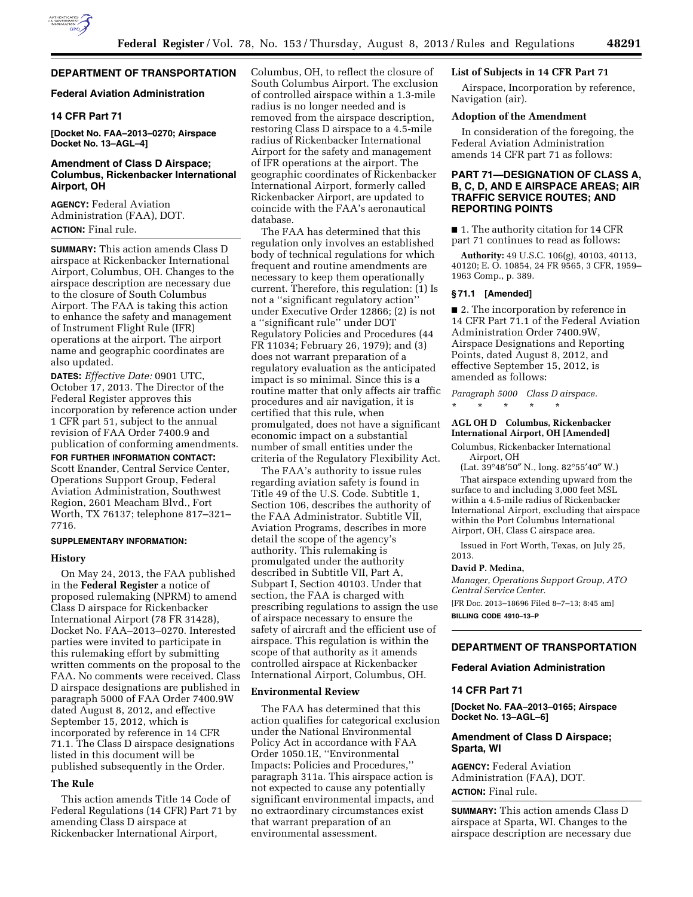## DEPARTMENT OF TRANSPORTATION

### Federal Aviation Administration

### 14 CFR Part 71

**[Docket No. FAA–2013–0270; Airspace Docket No. 13–AGL–4]**

### Amendment of Class D Airspace; Columbus, Rickenbacker International Airport, OH

**AGENCY:** Federal Aviation Administration (FAA), DOT.

**ACTION:** Final rule.

**SUMMARY:** This action amends Class D airspace at Rickenbacker International Airport, Columbus, OH. Changes to the airspace description are necessary due to the closure of South Columbus Airport. The FAA is taking this action to enhance the safety and management of Instrument Flight Rule (IFR) operations at the airport. The airport name and geographic coordinates are also updated.

**DATES:** *Effective Date:* 0901 UTC, October 17, 2013. The Director of the Federal Register approves this incorporation by reference action under 1 CFR part 51, subject to the annual revision of FAA Order 7400.9 and publication of conforming amendments.

**FOR FURTHER INFORMATION CONTACT:** Scott Enander, Central Service Center, Operations Support Group, Federal Aviation Administration, Southwest Region, 2601 Meacham Blvd., Fort Worth, TX 76137; telephone 817–321–7716.

**SUPPLEMENTARY INFORMATION:**

#### History

On May 24, 2013, the FAA published in the **Federal Register** a notice of proposed rulemaking (NPRM) to amend Class D airspace for Rickenbacker International Airport (78 FR 31428), Docket No. FAA–2013–0270. Interested parties were invited to participate in this rulemaking effort by submitting written comments on the proposal to the FAA. No comments were received. Class D airspace designations are published in paragraph 5000 of FAA Order 7400.9W dated August 8, 2012, and effective September 15, 2012, which is incorporated by reference in 14 CFR 71.1. The Class D airspace designations listed in this document will be published subsequently in the Order.

#### The Rule

This action amends Title 14 Code of Federal Regulations (14 CFR) Part 71 by amending Class D airspace at Rickenbacker International Airport, Columbus, OH, to reflect the closure of South Columbus Airport. The exclusion of controlled airspace within a 1.3-mile radius is no longer needed and is removed from the airspace description, restoring Class D airspace to a 4.5-mile radius of Rickenbacker International Airport for the safety and management of IFR operations at the airport. The geographic coordinates of Rickenbacker International Airport, formerly called Rickenbacker Airport, are updated to coincide with the FAA's aeronautical database.

The FAA has determined that this regulation only involves an established body of technical regulations for which frequent and routine amendments are necessary to keep them operationally current. Therefore, this regulation: (1) Is not a ''significant regulatory action'' under Executive Order 12866; (2) is not a ''significant rule'' under DOT Regulatory Policies and Procedures (44 FR 11034; February 26, 1979); and (3) does not warrant preparation of a regulatory evaluation as the anticipated impact is so minimal. Since this is a routine matter that only affects air traffic procedures and air navigation, it is certified that this rule, when promulgated, does not have a significant economic impact on a substantial number of small entities under the criteria of the Regulatory Flexibility Act.

The FAA's authority to issue rules regarding aviation safety is found in Title 49 of the U.S. Code. Subtitle 1, Section 106, describes the authority of the FAA Administrator. Subtitle VII, Aviation Programs, describes in more detail the scope of the agency's authority. This rulemaking is promulgated under the authority described in Subtitle VII, Part A, Subpart I, Section 40103. Under that section, the FAA is charged with prescribing regulations to assign the use of airspace necessary to ensure the safety of aircraft and the efficient use of airspace. This regulation is within the scope of that authority as it amends controlled airspace at Rickenbacker International Airport, Columbus, OH.

#### Environmental Review

The FAA has determined that this action qualifies for categorical exclusion under the National Environmental Policy Act in accordance with FAA Order 1050.1E, ''Environmental Impacts: Policies and Procedures,'' paragraph 311a. This airspace action is not expected to cause any potentially significant environmental impacts, and no extraordinary circumstances exist that warrant preparation of an environmental assessment.

#### List of Subjects in 14 CFR Part 71

Airspace, Incorporation by reference, Navigation (air).

#### Adoption of the Amendment

In consideration of the foregoing, the Federal Aviation Administration amends 14 CFR part 71 as follows:

### PART 71—DESIGNATION OF CLASS A, B, C, D, AND E AIRSPACE AREAS; AIR TRAFFIC SERVICE ROUTES; AND REPORTING POINTS

■ 1. The authority citation for 14 CFR part 71 continues to read as follows:

**Authority:** 49 U.S.C. 106(g), 40103, 40113, 40120; E. O. 10854, 24 FR 9565, 3 CFR, 1959–1963 Comp., p. 389.

#### § 71.1 [Amended]

■ 2. The incorporation by reference in 14 CFR Part 71.1 of the Federal Aviation Administration Order 7400.9W, Airspace Designations and Reporting Points, dated August 8, 2012, and effective September 15, 2012, is amended as follows:

*Paragraph 5000 Class D airspace.*

\* \* \* \* \*

**AGL OH D Columbus, Rickenbacker International Airport, OH [Amended]**

Columbus, Rickenbacker International Airport, OH

(Lat. 39°48′50″ N., long. 82°55′40″ W.)

That airspace extending upward from the surface to and including 3,000 feet MSL within a 4.5-mile radius of Rickenbacker International Airport, excluding that airspace within the Port Columbus International Airport, OH, Class C airspace area.

Issued in Fort Worth, Texas, on July 25, 2013.

**David P. Medina,**

*Manager, Operations Support Group, ATO Central Service Center.*

[FR Doc. 2013–18696 Filed 8–7–13; 8:45 am]

**BILLING CODE 4910–13–P**

---

## DEPARTMENT OF TRANSPORTATION

### Federal Aviation Administration

### 14 CFR Part 71

**[Docket No. FAA–2013–0165; Airspace Docket No. 13–AGL–6]**

### Amendment of Class D Airspace; Sparta, WI

**AGENCY:** Federal Aviation Administration (FAA), DOT.

**ACTION:** Final rule.

**SUMMARY:** This action amends Class D airspace at Sparta, WI. Changes to the airspace description are necessary due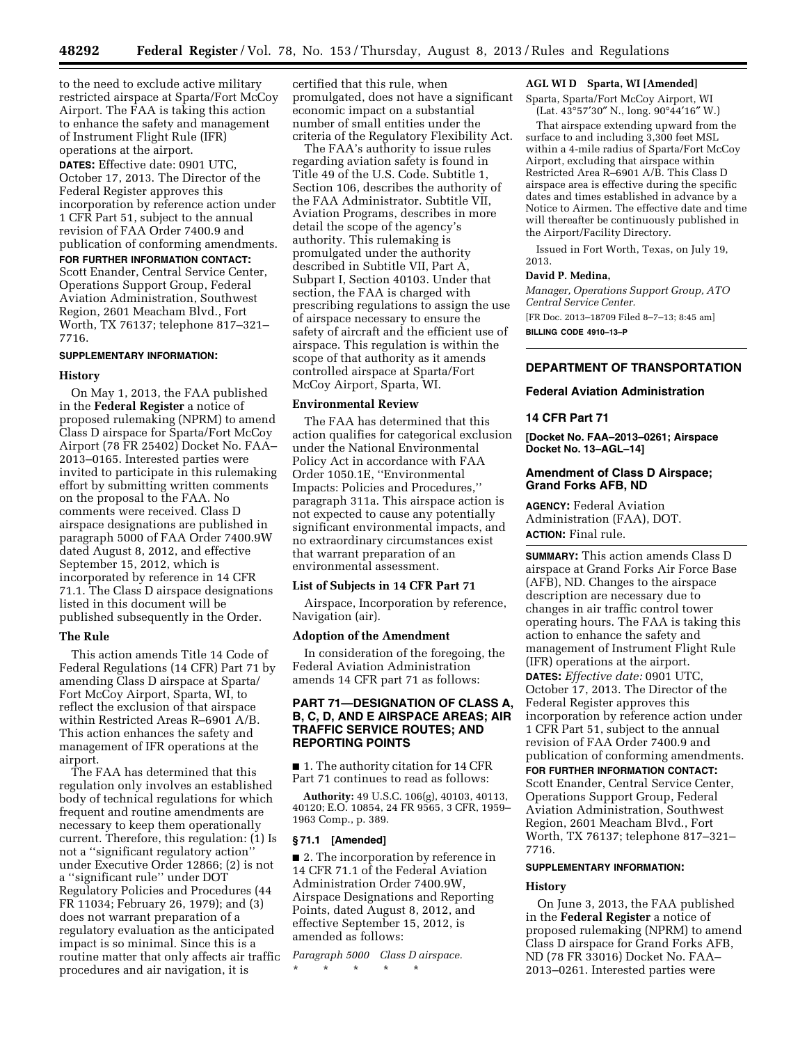to the need to exclude active military restricted airspace at Sparta/Fort McCoy Airport. The FAA is taking this action to enhance the safety and management of Instrument Flight Rule (IFR) operations at the airport.

**DATES:** Effective date: 0901 UTC, October 17, 2013. The Director of the Federal Register approves this incorporation by reference action under 1 CFR Part 51, subject to the annual revision of FAA Order 7400.9 and publication of conforming amendments.

**FOR FURTHER INFORMATION CONTACT:** Scott Enander, Central Service Center, Operations Support Group, Federal Aviation Administration, Southwest Region, 2601 Meacham Blvd., Fort Worth, TX 76137; telephone 817–321–7716.

**SUPPLEMENTARY INFORMATION:**

### History

On May 1, 2013, the FAA published in the **Federal Register** a notice of proposed rulemaking (NPRM) to amend Class D airspace for Sparta/Fort McCoy Airport (78 FR 25402) Docket No. FAA–2013–0165. Interested parties were invited to participate in this rulemaking effort by submitting written comments on the proposal to the FAA. No comments were received. Class D airspace designations are published in paragraph 5000 of FAA Order 7400.9W dated August 8, 2012, and effective September 15, 2012, which is incorporated by reference in 14 CFR 71.1. The Class D airspace designations listed in this document will be published subsequently in the Order.

### The Rule

This action amends Title 14 Code of Federal Regulations (14 CFR) Part 71 by amending Class D airspace at Sparta/Fort McCoy Airport, Sparta, WI, to reflect the exclusion of that airspace within Restricted Areas R–6901 A/B. This action enhances the safety and management of IFR operations at the airport.

The FAA has determined that this regulation only involves an established body of technical regulations for which frequent and routine amendments are necessary to keep them operationally current. Therefore, this regulation: (1) Is not a ''significant regulatory action'' under Executive Order 12866; (2) is not a ''significant rule'' under DOT Regulatory Policies and Procedures (44 FR 11034; February 26, 1979); and (3) does not warrant preparation of a regulatory evaluation as the anticipated impact is so minimal. Since this is a routine matter that only affects air traffic procedures and air navigation, it is certified that this rule, when promulgated, does not have a significant economic impact on a substantial number of small entities under the criteria of the Regulatory Flexibility Act.

The FAA's authority to issue rules regarding aviation safety is found in Title 49 of the U.S. Code. Subtitle 1, Section 106, describes the authority of the FAA Administrator. Subtitle VII, Aviation Programs, describes in more detail the scope of the agency's authority. This rulemaking is promulgated under the authority described in Subtitle VII, Part A, Subpart I, Section 40103. Under that section, the FAA is charged with prescribing regulations to assign the use of airspace necessary to ensure the safety of aircraft and the efficient use of airspace. This regulation is within the scope of that authority as it amends controlled airspace at Sparta/Fort McCoy Airport, Sparta, WI.

### Environmental Review

The FAA has determined that this action qualifies for categorical exclusion under the National Environmental Policy Act in accordance with FAA Order 1050.1E, ''Environmental Impacts: Policies and Procedures,'' paragraph 311a. This airspace action is not expected to cause any potentially significant environmental impacts, and no extraordinary circumstances exist that warrant preparation of an environmental assessment.

### List of Subjects in 14 CFR Part 71

Airspace, Incorporation by reference, Navigation (air).

### Adoption of the Amendment

In consideration of the foregoing, the Federal Aviation Administration amends 14 CFR part 71 as follows:

## PART 71—DESIGNATION OF CLASS A, B, C, D, AND E AIRSPACE AREAS; AIR TRAFFIC SERVICE ROUTES; AND REPORTING POINTS

■ 1. The authority citation for 14 CFR Part 71 continues to read as follows:

**Authority:** 49 U.S.C. 106(g), 40103, 40113, 40120; E.O. 10854, 24 FR 9565, 3 CFR, 1959–1963 Comp., p. 389.

### § 71.1 [Amended]

■ 2. The incorporation by reference in 14 CFR 71.1 of the Federal Aviation Administration Order 7400.9W, Airspace Designations and Reporting Points, dated August 8, 2012, and effective September 15, 2012, is amended as follows:

*Paragraph 5000 Class D airspace.*

\* \* \* \* \*

**AGL WI D Sparta, WI [Amended]**

Sparta, Sparta/Fort McCoy Airport, WI
(Lat. 43°57′30″ N., long. 90°44′16″ W.)

That airspace extending upward from the surface to and including 3,300 feet MSL within a 4-mile radius of Sparta/Fort McCoy Airport, excluding that airspace within Restricted Area R–6901 A/B. This Class D airspace area is effective during the specific dates and times established in advance by a Notice to Airmen. The effective date and time will thereafter be continuously published in the Airport/Facility Directory.

Issued in Fort Worth, Texas, on July 19, 2013.

**David P. Medina,**

*Manager, Operations Support Group, ATO Central Service Center.*

[FR Doc. 2013–18709 Filed 8–7–13; 8:45 am]

**BILLING CODE 4910–13–P**

---

## DEPARTMENT OF TRANSPORTATION

## Federal Aviation Administration

## 14 CFR Part 71

**[Docket No. FAA–2013–0261; Airspace Docket No. 13–AGL–14]**

## Amendment of Class D Airspace; Grand Forks AFB, ND

**AGENCY:** Federal Aviation Administration (FAA), DOT.

**ACTION:** Final rule.

**SUMMARY:** This action amends Class D airspace at Grand Forks Air Force Base (AFB), ND. Changes to the airspace description are necessary due to changes in air traffic control tower operating hours. The FAA is taking this action to enhance the safety and management of Instrument Flight Rule (IFR) operations at the airport.

**DATES:** *Effective date:* 0901 UTC, October 17, 2013. The Director of the Federal Register approves this incorporation by reference action under 1 CFR Part 51, subject to the annual revision of FAA Order 7400.9 and publication of conforming amendments.

**FOR FURTHER INFORMATION CONTACT:** Scott Enander, Central Service Center, Operations Support Group, Federal Aviation Administration, Southwest Region, 2601 Meacham Blvd., Fort Worth, TX 76137; telephone 817–321–7716.

**SUPPLEMENTARY INFORMATION:**

### History

On June 3, 2013, the FAA published in the **Federal Register** a notice of proposed rulemaking (NPRM) to amend Class D airspace for Grand Forks AFB, ND (78 FR 33016) Docket No. FAA–2013–0261. Interested parties were